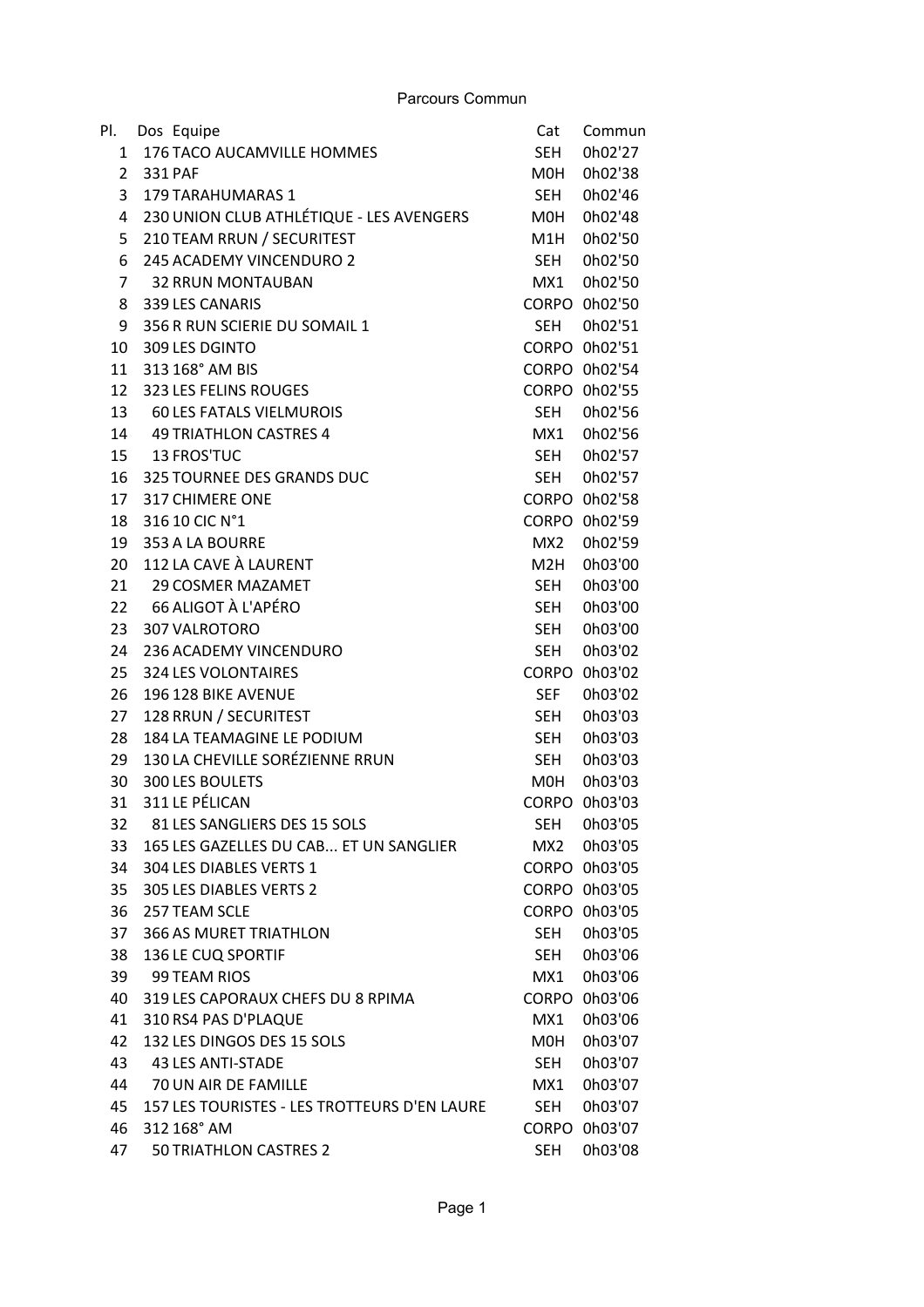# Parcours Commun

| Pl. | Dos | Equipe | Cat | Commun |
|---|---|---|---|---|
| 1 | 176 | TACO AUCAMVILLE HOMMES | SEH | 0h02'27 |
| 2 | 331 | PAF | M0H | 0h02'38 |
| 3 | 179 | TARAHUMARAS 1 | SEH | 0h02'46 |
| 4 | 230 | UNION CLUB ATHLÉTIQUE - LES AVENGERS | M0H | 0h02'48 |
| 5 | 210 | TEAM RRUN / SECURITEST | M1H | 0h02'50 |
| 6 | 245 | ACADEMY VINCENDURO 2 | SEH | 0h02'50 |
| 7 | 32 | RRUN MONTAUBAN | MX1 | 0h02'50 |
| 8 | 339 | LES CANARIS | CORPO | 0h02'50 |
| 9 | 356 | R RUN SCIERIE DU SOMAIL 1 | SEH | 0h02'51 |
| 10 | 309 | LES DGINTO | CORPO | 0h02'51 |
| 11 | 313 | 168° AM BIS | CORPO | 0h02'54 |
| 12 | 323 | LES FELINS ROUGES | CORPO | 0h02'55 |
| 13 | 60 | LES FATALS VIELMUROIS | SEH | 0h02'56 |
| 14 | 49 | TRIATHLON CASTRES 4 | MX1 | 0h02'56 |
| 15 | 13 | FROS'TUC | SEH | 0h02'57 |
| 16 | 325 | TOURNEE DES GRANDS DUC | SEH | 0h02'57 |
| 17 | 317 | CHIMERE ONE | CORPO | 0h02'58 |
| 18 | 316 | 10 CIC N°1 | CORPO | 0h02'59 |
| 19 | 353 | A LA BOURRE | MX2 | 0h02'59 |
| 20 | 112 | LA CAVE À LAURENT | M2H | 0h03'00 |
| 21 | 29 | COSMER MAZAMET | SEH | 0h03'00 |
| 22 | 66 | ALIGOT À L'APÉRO | SEH | 0h03'00 |
| 23 | 307 | VALROTORO | SEH | 0h03'00 |
| 24 | 236 | ACADEMY VINCENDURO | SEH | 0h03'02 |
| 25 | 324 | LES VOLONTAIRES | CORPO | 0h03'02 |
| 26 | 196 | 128 BIKE AVENUE | SEF | 0h03'02 |
| 27 | 128 | RRUN / SECURITEST | SEH | 0h03'03 |
| 28 | 184 | LA TEAMAGINE LE PODIUM | SEH | 0h03'03 |
| 29 | 130 | LA CHEVILLE SORÉZIENNE RRUN | SEH | 0h03'03 |
| 30 | 300 | LES BOULETS | M0H | 0h03'03 |
| 31 | 311 | LE PÉLICAN | CORPO | 0h03'03 |
| 32 | 81 | LES SANGLIERS DES 15 SOLS | SEH | 0h03'05 |
| 33 | 165 | LES GAZELLES DU CAB... ET UN SANGLIER | MX2 | 0h03'05 |
| 34 | 304 | LES DIABLES VERTS 1 | CORPO | 0h03'05 |
| 35 | 305 | LES DIABLES VERTS 2 | CORPO | 0h03'05 |
| 36 | 257 | TEAM SCLE | CORPO | 0h03'05 |
| 37 | 366 | AS MURET TRIATHLON | SEH | 0h03'05 |
| 38 | 136 | LE CUQ SPORTIF | SEH | 0h03'06 |
| 39 | 99 | TEAM RIOS | MX1 | 0h03'06 |
| 40 | 319 | LES CAPORAUX CHEFS DU 8 RPIMA | CORPO | 0h03'06 |
| 41 | 310 | RS4 PAS D'PLAQUE | MX1 | 0h03'06 |
| 42 | 132 | LES DINGOS DES 15 SOLS | M0H | 0h03'07 |
| 43 | 43 | LES ANTI-STADE | SEH | 0h03'07 |
| 44 | 70 | UN AIR DE FAMILLE | MX1 | 0h03'07 |
| 45 | 157 | LES TOURISTES - LES TROTTEURS D'EN LAURE | SEH | 0h03'07 |
| 46 | 312 | 168° AM | CORPO | 0h03'07 |
| 47 | 50 | TRIATHLON CASTRES 2 | SEH | 0h03'08 |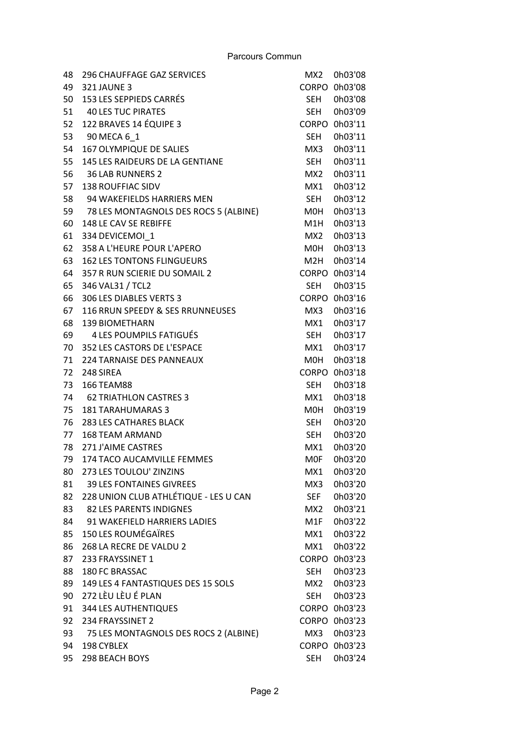Parcours Commun

| | | | |
|---|---|---|---|
| 48 | 296 CHAUFFAGE GAZ SERVICES | MX2 | 0h03'08 |
| 49 | 321 JAUNE 3 | CORPO | 0h03'08 |
| 50 | 153 LES SEPPIEDS CARRÉS | SEH | 0h03'08 |
| 51 | 40 LES TUC PIRATES | SEH | 0h03'09 |
| 52 | 122 BRAVES 14 ÉQUIPE 3 | CORPO | 0h03'11 |
| 53 | 90 MECA 6_1 | SEH | 0h03'11 |
| 54 | 167 OLYMPIQUE DE SALIES | MX3 | 0h03'11 |
| 55 | 145 LES RAIDEURS DE LA GENTIANE | SEH | 0h03'11 |
| 56 | 36 LAB RUNNERS 2 | MX2 | 0h03'11 |
| 57 | 138 ROUFFIAC SIDV | MX1 | 0h03'12 |
| 58 | 94 WAKEFIELDS HARRIERS MEN | SEH | 0h03'12 |
| 59 | 78 LES MONTAGNOLS DES ROCS 5 (ALBINE) | M0H | 0h03'13 |
| 60 | 148 LE CAV SE REBIFFE | M1H | 0h03'13 |
| 61 | 334 DEVICEMOI_1 | MX2 | 0h03'13 |
| 62 | 358 A L'HEURE POUR L'APERO | M0H | 0h03'13 |
| 63 | 162 LES TONTONS FLINGUEURS | M2H | 0h03'14 |
| 64 | 357 R RUN SCIERIE DU SOMAIL 2 | CORPO | 0h03'14 |
| 65 | 346 VAL31 / TCL2 | SEH | 0h03'15 |
| 66 | 306 LES DIABLES VERTS 3 | CORPO | 0h03'16 |
| 67 | 116 RRUN SPEEDY & SES RRUNNEUSES | MX3 | 0h03'16 |
| 68 | 139 BIOMETHARN | MX1 | 0h03'17 |
| 69 | 4 LES POUMPILS FATIGUÉS | SEH | 0h03'17 |
| 70 | 352 LES CASTORS DE L'ESPACE | MX1 | 0h03'17 |
| 71 | 224 TARNAISE DES PANNEAUX | M0H | 0h03'18 |
| 72 | 248 SIREA | CORPO | 0h03'18 |
| 73 | 166 TEAM88 | SEH | 0h03'18 |
| 74 | 62 TRIATHLON CASTRES 3 | MX1 | 0h03'18 |
| 75 | 181 TARAHUMARAS 3 | M0H | 0h03'19 |
| 76 | 283 LES CATHARES BLACK | SEH | 0h03'20 |
| 77 | 168 TEAM ARMAND | SEH | 0h03'20 |
| 78 | 271 J'AIME CASTRES | MX1 | 0h03'20 |
| 79 | 174 TACO AUCAMVILLE FEMMES | M0F | 0h03'20 |
| 80 | 273 LES TOULOU' ZINZINS | MX1 | 0h03'20 |
| 81 | 39 LES FONTAINES GIVREES | MX3 | 0h03'20 |
| 82 | 228 UNION CLUB ATHLÉTIQUE - LES U CAN | SEF | 0h03'20 |
| 83 | 82 LES PARENTS INDIGNES | MX2 | 0h03'21 |
| 84 | 91 WAKEFIELD HARRIERS LADIES | M1F | 0h03'22 |
| 85 | 150 LES ROUMÉGAÏRES | MX1 | 0h03'22 |
| 86 | 268 LA RECRE DE VALDU 2 | MX1 | 0h03'22 |
| 87 | 233 FRAYSSINET 1 | CORPO | 0h03'23 |
| 88 | 180 FC BRASSAC | SEH | 0h03'23 |
| 89 | 149 LES 4 FANTASTIQUES DES 15 SOLS | MX2 | 0h03'23 |
| 90 | 272 LÈU LÈU É PLAN | SEH | 0h03'23 |
| 91 | 344 LES AUTHENTIQUES | CORPO | 0h03'23 |
| 92 | 234 FRAYSSINET 2 | CORPO | 0h03'23 |
| 93 | 75 LES MONTAGNOLS DES ROCS 2 (ALBINE) | MX3 | 0h03'23 |
| 94 | 198 CYBLEX | CORPO | 0h03'23 |
| 95 | 298 BEACH BOYS | SEH | 0h03'24 |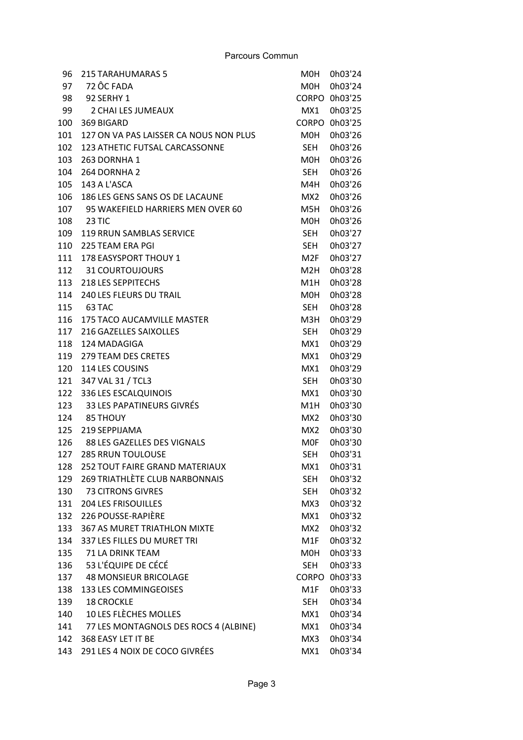Parcours Commun

| | | | |
|---|---|---|---|
| 96 | 215 TARAHUMARAS 5 | M0H | 0h03'24 |
| 97 | 72 ÔC FADA | M0H | 0h03'24 |
| 98 | 92 SERHY 1 | CORPO | 0h03'25 |
| 99 | 2 CHAI LES JUMEAUX | MX1 | 0h03'25 |
| 100 | 369 BIGARD | CORPO | 0h03'25 |
| 101 | 127 ON VA PAS LAISSER CA NOUS NON PLUS | M0H | 0h03'26 |
| 102 | 123 ATHETIC FUTSAL CARCASSONNE | SEH | 0h03'26 |
| 103 | 263 DORNHA 1 | M0H | 0h03'26 |
| 104 | 264 DORNHA 2 | SEH | 0h03'26 |
| 105 | 143 A L'ASCA | M4H | 0h03'26 |
| 106 | 186 LES GENS SANS OS DE LACAUNE | MX2 | 0h03'26 |
| 107 | 95 WAKEFIELD HARRIERS MEN OVER 60 | M5H | 0h03'26 |
| 108 | 23 TIC | M0H | 0h03'26 |
| 109 | 119 RRUN SAMBLAS SERVICE | SEH | 0h03'27 |
| 110 | 225 TEAM ERA PGI | SEH | 0h03'27 |
| 111 | 178 EASYSPORT THOUY 1 | M2F | 0h03'27 |
| 112 | 31 COURTOUJOURS | M2H | 0h03'28 |
| 113 | 218 LES SEPPITECHS | M1H | 0h03'28 |
| 114 | 240 LES FLEURS DU TRAIL | M0H | 0h03'28 |
| 115 | 63 TAC | SEH | 0h03'28 |
| 116 | 175 TACO AUCAMVILLE MASTER | M3H | 0h03'29 |
| 117 | 216 GAZELLES SAIXOLLES | SEH | 0h03'29 |
| 118 | 124 MADAGIGA | MX1 | 0h03'29 |
| 119 | 279 TEAM DES CRETES | MX1 | 0h03'29 |
| 120 | 114 LES COUSINS | MX1 | 0h03'29 |
| 121 | 347 VAL 31 / TCL3 | SEH | 0h03'30 |
| 122 | 336 LES ESCALQUINOIS | MX1 | 0h03'30 |
| 123 | 33 LES PAPATINEURS GIVRÉS | M1H | 0h03'30 |
| 124 | 85 THOUY | MX2 | 0h03'30 |
| 125 | 219 SEPPIJAMA | MX2 | 0h03'30 |
| 126 | 88 LES GAZELLES DES VIGNALS | M0F | 0h03'30 |
| 127 | 285 RRUN TOULOUSE | SEH | 0h03'31 |
| 128 | 252 TOUT FAIRE GRAND MATERIAUX | MX1 | 0h03'31 |
| 129 | 269 TRIATHLÈTE CLUB NARBONNAIS | SEH | 0h03'32 |
| 130 | 73 CITRONS GIVRES | SEH | 0h03'32 |
| 131 | 204 LES FRISOUILLES | MX3 | 0h03'32 |
| 132 | 226 POUSSE-RAPIÈRE | MX1 | 0h03'32 |
| 133 | 367 AS MURET TRIATHLON MIXTE | MX2 | 0h03'32 |
| 134 | 337 LES FILLES DU MURET TRI | M1F | 0h03'32 |
| 135 | 71 LA DRINK TEAM | M0H | 0h03'33 |
| 136 | 53 L'ÉQUIPE DE CÉCÉ | SEH | 0h03'33 |
| 137 | 48 MONSIEUR BRICOLAGE | CORPO | 0h03'33 |
| 138 | 133 LES COMMINGEOISES | M1F | 0h03'33 |
| 139 | 18 CROCKLE | SEH | 0h03'34 |
| 140 | 10 LES FLÈCHES MOLLES | MX1 | 0h03'34 |
| 141 | 77 LES MONTAGNOLS DES ROCS 4 (ALBINE) | MX1 | 0h03'34 |
| 142 | 368 EASY LET IT BE | MX3 | 0h03'34 |
| 143 | 291 LES 4 NOIX DE COCO GIVRÉES | MX1 | 0h03'34 |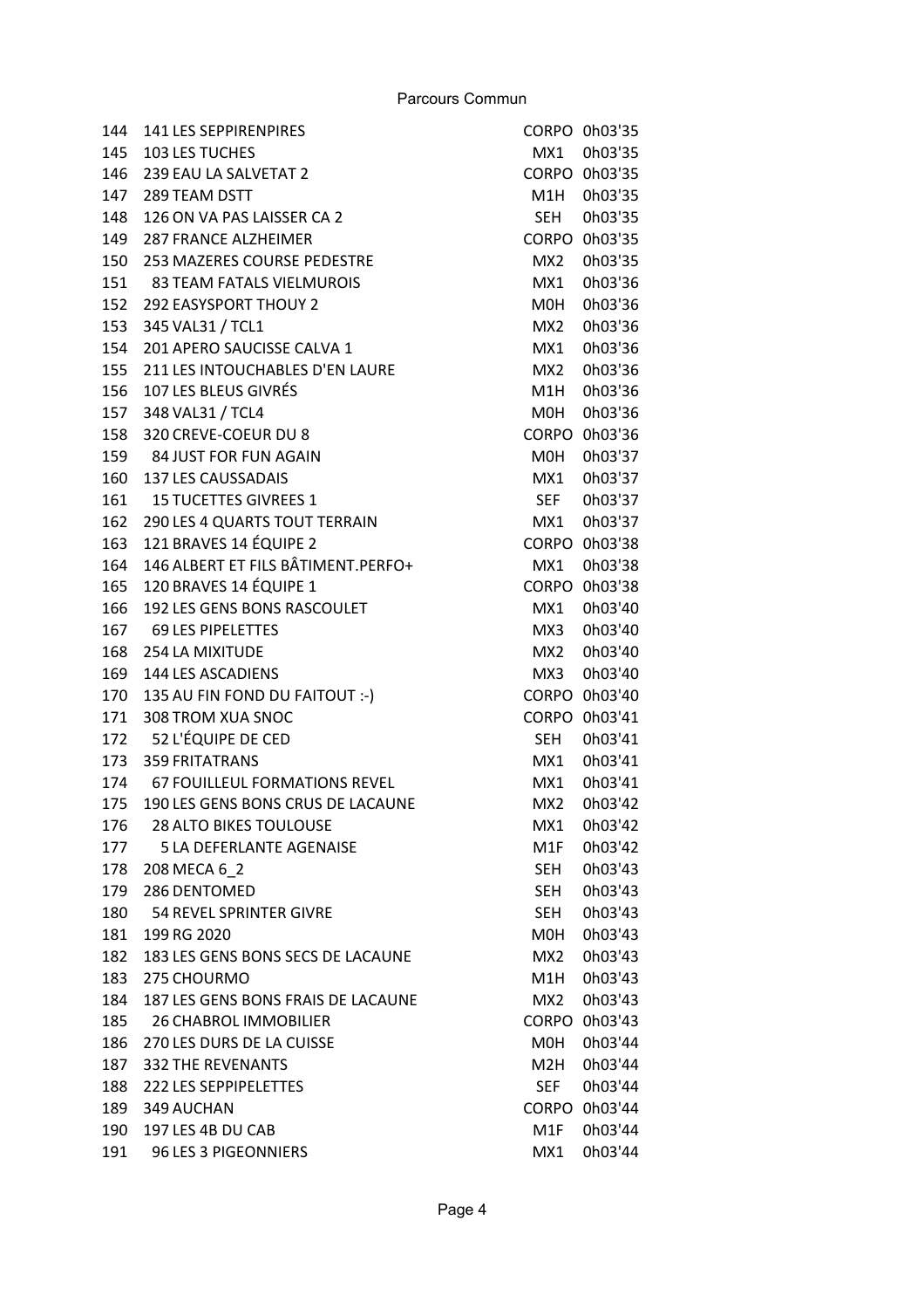# Parcours Commun

| | | | |
|---|---|---|---|
| 144 | 141 LES SEPPIRENPIRES | CORPO | 0h03'35 |
| 145 | 103 LES TUCHES | MX1 | 0h03'35 |
| 146 | 239 EAU LA SALVETAT 2 | CORPO | 0h03'35 |
| 147 | 289 TEAM DSTT | M1H | 0h03'35 |
| 148 | 126 ON VA PAS LAISSER CA 2 | SEH | 0h03'35 |
| 149 | 287 FRANCE ALZHEIMER | CORPO | 0h03'35 |
| 150 | 253 MAZERES COURSE PEDESTRE | MX2 | 0h03'35 |
| 151 | 83 TEAM FATALS VIELMUROIS | MX1 | 0h03'36 |
| 152 | 292 EASYSPORT THOUY 2 | M0H | 0h03'36 |
| 153 | 345 VAL31 / TCL1 | MX2 | 0h03'36 |
| 154 | 201 APERO SAUCISSE CALVA 1 | MX1 | 0h03'36 |
| 155 | 211 LES INTOUCHABLES D'EN LAURE | MX2 | 0h03'36 |
| 156 | 107 LES BLEUS GIVRÉS | M1H | 0h03'36 |
| 157 | 348 VAL31 / TCL4 | M0H | 0h03'36 |
| 158 | 320 CREVE-COEUR DU 8 | CORPO | 0h03'36 |
| 159 | 84 JUST FOR FUN AGAIN | M0H | 0h03'37 |
| 160 | 137 LES CAUSSADAIS | MX1 | 0h03'37 |
| 161 | 15 TUCETTES GIVREES 1 | SEF | 0h03'37 |
| 162 | 290 LES 4 QUARTS TOUT TERRAIN | MX1 | 0h03'37 |
| 163 | 121 BRAVES 14 ÉQUIPE 2 | CORPO | 0h03'38 |
| 164 | 146 ALBERT ET FILS BÂTIMENT.PERFO+ | MX1 | 0h03'38 |
| 165 | 120 BRAVES 14 ÉQUIPE 1 | CORPO | 0h03'38 |
| 166 | 192 LES GENS BONS RASCOULET | MX1 | 0h03'40 |
| 167 | 69 LES PIPELETTES | MX3 | 0h03'40 |
| 168 | 254 LA MIXITUDE | MX2 | 0h03'40 |
| 169 | 144 LES ASCADIENS | MX3 | 0h03'40 |
| 170 | 135 AU FIN FOND DU FAITOUT :-) | CORPO | 0h03'40 |
| 171 | 308 TROM XUA SNOC | CORPO | 0h03'41 |
| 172 | 52 L'ÉQUIPE DE CED | SEH | 0h03'41 |
| 173 | 359 FRITATRANS | MX1 | 0h03'41 |
| 174 | 67 FOUILLEUL FORMATIONS REVEL | MX1 | 0h03'41 |
| 175 | 190 LES GENS BONS CRUS DE LACAUNE | MX2 | 0h03'42 |
| 176 | 28 ALTO BIKES TOULOUSE | MX1 | 0h03'42 |
| 177 | 5 LA DEFERLANTE AGENAISE | M1F | 0h03'42 |
| 178 | 208 MECA 6_2 | SEH | 0h03'43 |
| 179 | 286 DENTOMED | SEH | 0h03'43 |
| 180 | 54 REVEL SPRINTER GIVRE | SEH | 0h03'43 |
| 181 | 199 RG 2020 | M0H | 0h03'43 |
| 182 | 183 LES GENS BONS SECS DE LACAUNE | MX2 | 0h03'43 |
| 183 | 275 CHOURMO | M1H | 0h03'43 |
| 184 | 187 LES GENS BONS FRAIS DE LACAUNE | MX2 | 0h03'43 |
| 185 | 26 CHABROL IMMOBILIER | CORPO | 0h03'43 |
| 186 | 270 LES DURS DE LA CUISSE | M0H | 0h03'44 |
| 187 | 332 THE REVENANTS | M2H | 0h03'44 |
| 188 | 222 LES SEPPIPELETTES | SEF | 0h03'44 |
| 189 | 349 AUCHAN | CORPO | 0h03'44 |
| 190 | 197 LES 4B DU CAB | M1F | 0h03'44 |
| 191 | 96 LES 3 PIGEONNIERS | MX1 | 0h03'44 |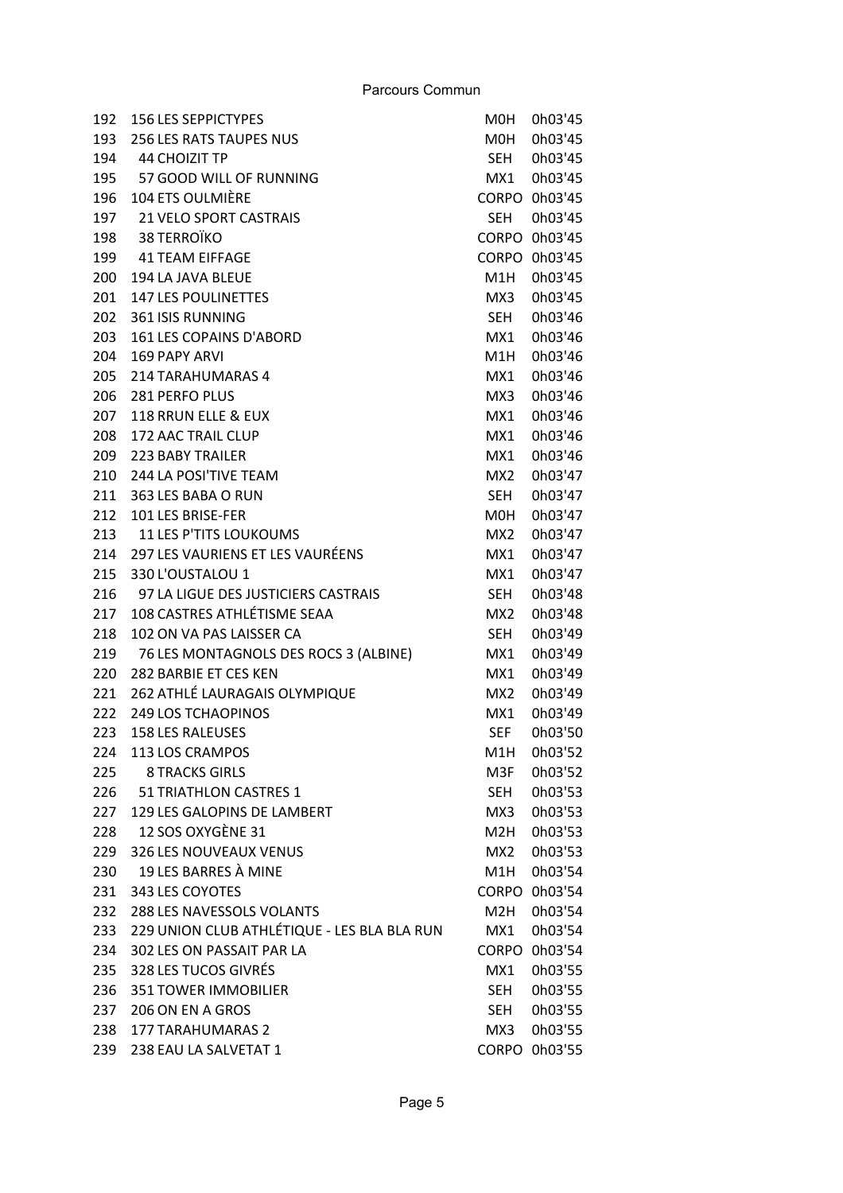Parcours Commun

| | | | |
|---|---|---|---|
| 192 | 156 LES SEPPICTYPES | M0H | 0h03'45 |
| 193 | 256 LES RATS TAUPES NUS | M0H | 0h03'45 |
| 194 | 44 CHOIZIT TP | SEH | 0h03'45 |
| 195 | 57 GOOD WILL OF RUNNING | MX1 | 0h03'45 |
| 196 | 104 ETS OULMIÈRE | CORPO | 0h03'45 |
| 197 | 21 VELO SPORT CASTRAIS | SEH | 0h03'45 |
| 198 | 38 TERROÏKO | CORPO | 0h03'45 |
| 199 | 41 TEAM EIFFAGE | CORPO | 0h03'45 |
| 200 | 194 LA JAVA BLEUE | M1H | 0h03'45 |
| 201 | 147 LES POULINETTES | MX3 | 0h03'45 |
| 202 | 361 ISIS RUNNING | SEH | 0h03'46 |
| 203 | 161 LES COPAINS D'ABORD | MX1 | 0h03'46 |
| 204 | 169 PAPY ARVI | M1H | 0h03'46 |
| 205 | 214 TARAHUMARAS 4 | MX1 | 0h03'46 |
| 206 | 281 PERFO PLUS | MX3 | 0h03'46 |
| 207 | 118 RRUN ELLE & EUX | MX1 | 0h03'46 |
| 208 | 172 AAC TRAIL CLUP | MX1 | 0h03'46 |
| 209 | 223 BABY TRAILER | MX1 | 0h03'46 |
| 210 | 244 LA POSI'TIVE TEAM | MX2 | 0h03'47 |
| 211 | 363 LES BABA O RUN | SEH | 0h03'47 |
| 212 | 101 LES BRISE-FER | M0H | 0h03'47 |
| 213 | 11 LES P'TITS LOUKOUMS | MX2 | 0h03'47 |
| 214 | 297 LES VAURIENS ET LES VAURÉENS | MX1 | 0h03'47 |
| 215 | 330 L'OUSTALOU 1 | MX1 | 0h03'47 |
| 216 | 97 LA LIGUE DES JUSTICIERS CASTRAIS | SEH | 0h03'48 |
| 217 | 108 CASTRES ATHLÉTISME SEAA | MX2 | 0h03'48 |
| 218 | 102 ON VA PAS LAISSER CA | SEH | 0h03'49 |
| 219 | 76 LES MONTAGNOLS DES ROCS 3 (ALBINE) | MX1 | 0h03'49 |
| 220 | 282 BARBIE ET CES KEN | MX1 | 0h03'49 |
| 221 | 262 ATHLÉ LAURAGAIS OLYMPIQUE | MX2 | 0h03'49 |
| 222 | 249 LOS TCHAOPINOS | MX1 | 0h03'49 |
| 223 | 158 LES RALEUSES | SEF | 0h03'50 |
| 224 | 113 LOS CRAMPOS | M1H | 0h03'52 |
| 225 | 8 TRACKS GIRLS | M3F | 0h03'52 |
| 226 | 51 TRIATHLON CASTRES 1 | SEH | 0h03'53 |
| 227 | 129 LES GALOPINS DE LAMBERT | MX3 | 0h03'53 |
| 228 | 12 SOS OXYGÈNE 31 | M2H | 0h03'53 |
| 229 | 326 LES NOUVEAUX VENUS | MX2 | 0h03'53 |
| 230 | 19 LES BARRES À MINE | M1H | 0h03'54 |
| 231 | 343 LES COYOTES | CORPO | 0h03'54 |
| 232 | 288 LES NAVESSOLS VOLANTS | M2H | 0h03'54 |
| 233 | 229 UNION CLUB ATHLÉTIQUE - LES BLA BLA RUN | MX1 | 0h03'54 |
| 234 | 302 LES ON PASSAIT PAR LA | CORPO | 0h03'54 |
| 235 | 328 LES TUCOS GIVRÉS | MX1 | 0h03'55 |
| 236 | 351 TOWER IMMOBILIER | SEH | 0h03'55 |
| 237 | 206 ON EN A GROS | SEH | 0h03'55 |
| 238 | 177 TARAHUMARAS 2 | MX3 | 0h03'55 |
| 239 | 238 EAU LA SALVETAT 1 | CORPO | 0h03'55 |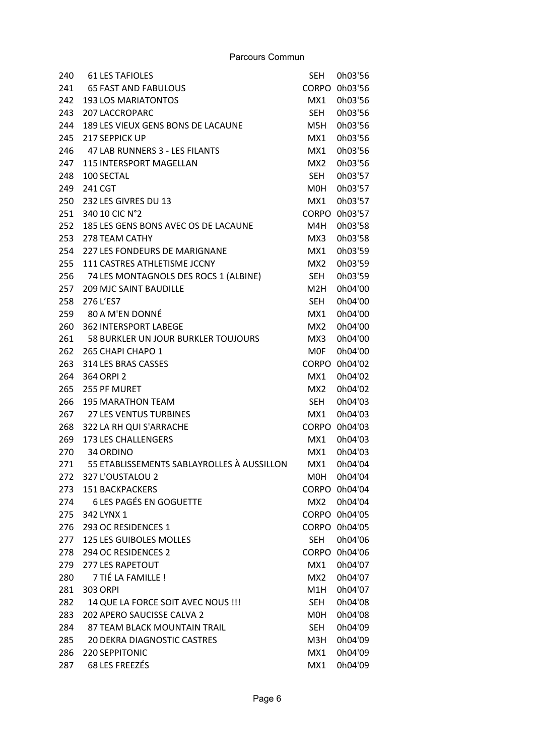Parcours Commun

| | | | |
|---|---|---|---|
| 240 | 61 LES TAFIOLES | SEH | 0h03'56 |
| 241 | 65 FAST AND FABULOUS | CORPO | 0h03'56 |
| 242 | 193 LOS MARIATONTOS | MX1 | 0h03'56 |
| 243 | 207 LACCROPARC | SEH | 0h03'56 |
| 244 | 189 LES VIEUX GENS BONS DE LACAUNE | M5H | 0h03'56 |
| 245 | 217 SEPPICK UP | MX1 | 0h03'56 |
| 246 | 47 LAB RUNNERS 3 - LES FILANTS | MX1 | 0h03'56 |
| 247 | 115 INTERSPORT MAGELLAN | MX2 | 0h03'56 |
| 248 | 100 SECTAL | SEH | 0h03'57 |
| 249 | 241 CGT | M0H | 0h03'57 |
| 250 | 232 LES GIVRES DU 13 | MX1 | 0h03'57 |
| 251 | 340 10 CIC N°2 | CORPO | 0h03'57 |
| 252 | 185 LES GENS BONS AVEC OS DE LACAUNE | M4H | 0h03'58 |
| 253 | 278 TEAM CATHY | MX3 | 0h03'58 |
| 254 | 227 LES FONDEURS DE MARIGNANE | MX1 | 0h03'59 |
| 255 | 111 CASTRES ATHLETISME JCCNY | MX2 | 0h03'59 |
| 256 | 74 LES MONTAGNOLS DES ROCS 1 (ALBINE) | SEH | 0h03'59 |
| 257 | 209 MJC SAINT BAUDILLE | M2H | 0h04'00 |
| 258 | 276 L'ES7 | SEH | 0h04'00 |
| 259 | 80 A M'EN DONNÉ | MX1 | 0h04'00 |
| 260 | 362 INTERSPORT LABEGE | MX2 | 0h04'00 |
| 261 | 58 BURKLER UN JOUR BURKLER TOUJOURS | MX3 | 0h04'00 |
| 262 | 265 CHAPI CHAPO 1 | M0F | 0h04'00 |
| 263 | 314 LES BRAS CASSES | CORPO | 0h04'02 |
| 264 | 364 ORPI 2 | MX1 | 0h04'02 |
| 265 | 255 PF MURET | MX2 | 0h04'02 |
| 266 | 195 MARATHON TEAM | SEH | 0h04'03 |
| 267 | 27 LES VENTUS TURBINES | MX1 | 0h04'03 |
| 268 | 322 LA RH QUI S'ARRACHE | CORPO | 0h04'03 |
| 269 | 173 LES CHALLENGERS | MX1 | 0h04'03 |
| 270 | 34 ORDINO | MX1 | 0h04'03 |
| 271 | 55 ETABLISSEMENTS SABLAYROLLES À AUSSILLON | MX1 | 0h04'04 |
| 272 | 327 L'OUSTALOU 2 | M0H | 0h04'04 |
| 273 | 151 BACKPACKERS | CORPO | 0h04'04 |
| 274 | 6 LES PAGÉS EN GOGUETTE | MX2 | 0h04'04 |
| 275 | 342 LYNX 1 | CORPO | 0h04'05 |
| 276 | 293 OC RESIDENCES 1 | CORPO | 0h04'05 |
| 277 | 125 LES GUIBOLES MOLLES | SEH | 0h04'06 |
| 278 | 294 OC RESIDENCES 2 | CORPO | 0h04'06 |
| 279 | 277 LES RAPETOUT | MX1 | 0h04'07 |
| 280 | 7 TIÉ LA FAMILLE ! | MX2 | 0h04'07 |
| 281 | 303 ORPI | M1H | 0h04'07 |
| 282 | 14 QUE LA FORCE SOIT AVEC NOUS !!! | SEH | 0h04'08 |
| 283 | 202 APERO SAUCISSE CALVA 2 | M0H | 0h04'08 |
| 284 | 87 TEAM BLACK MOUNTAIN TRAIL | SEH | 0h04'09 |
| 285 | 20 DEKRA DIAGNOSTIC CASTRES | M3H | 0h04'09 |
| 286 | 220 SEPPITONIC | MX1 | 0h04'09 |
| 287 | 68 LES FREEZÉS | MX1 | 0h04'09 |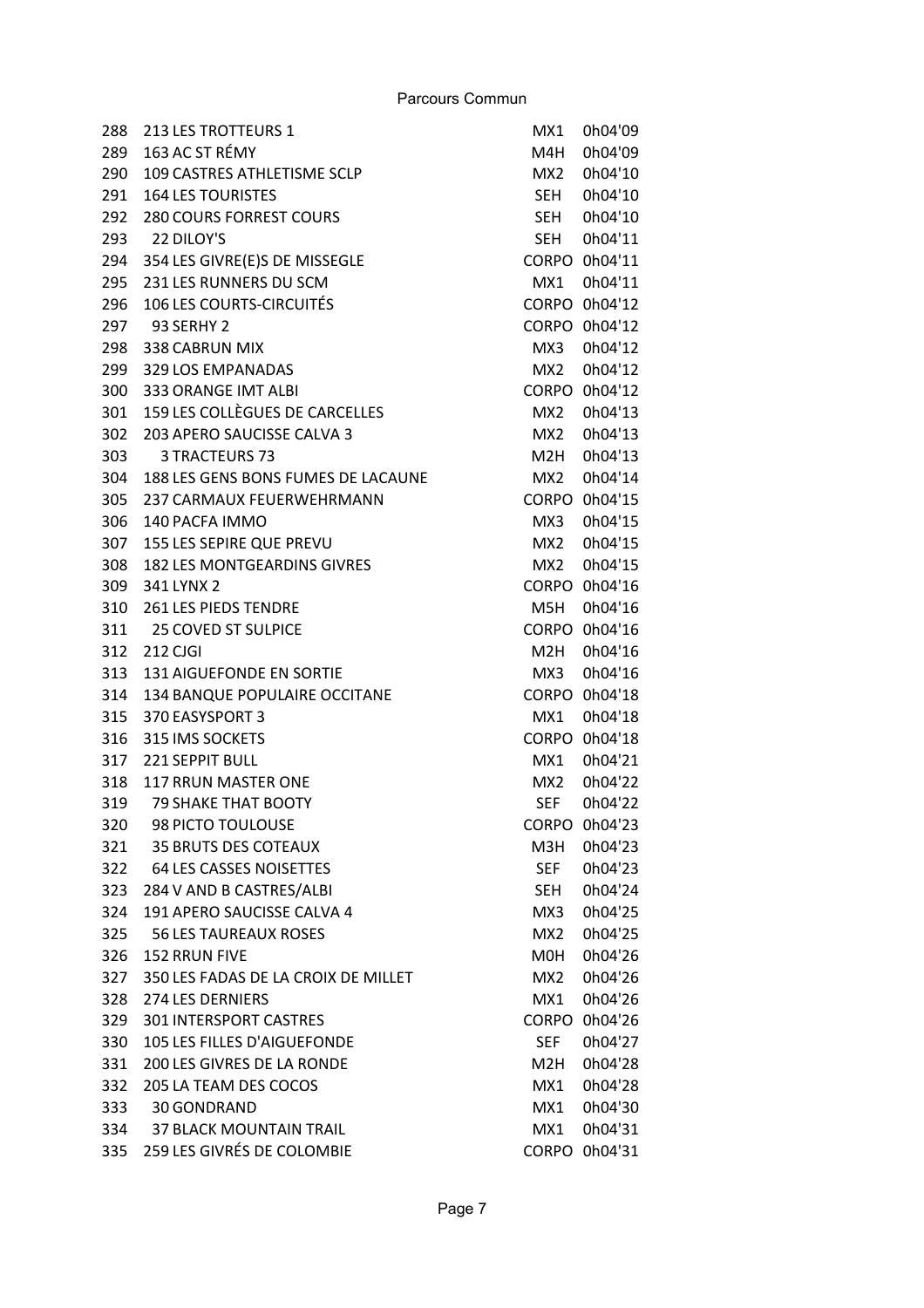## Parcours Commun

| | | | |
|---|---|---|---|
| 288 | 213 LES TROTTEURS 1 | MX1 | 0h04'09 |
| 289 | 163 AC ST RÉMY | M4H | 0h04'09 |
| 290 | 109 CASTRES ATHLETISME SCLP | MX2 | 0h04'10 |
| 291 | 164 LES TOURISTES | SEH | 0h04'10 |
| 292 | 280 COURS FORREST COURS | SEH | 0h04'10 |
| 293 | 22 DILOY'S | SEH | 0h04'11 |
| 294 | 354 LES GIVRE(E)S DE MISSEGLE | CORPO | 0h04'11 |
| 295 | 231 LES RUNNERS DU SCM | MX1 | 0h04'11 |
| 296 | 106 LES COURTS-CIRCUITÉS | CORPO | 0h04'12 |
| 297 | 93 SERHY 2 | CORPO | 0h04'12 |
| 298 | 338 CABRUN MIX | MX3 | 0h04'12 |
| 299 | 329 LOS EMPANADAS | MX2 | 0h04'12 |
| 300 | 333 ORANGE IMT ALBI | CORPO | 0h04'12 |
| 301 | 159 LES COLLÈGUES DE CARCELLES | MX2 | 0h04'13 |
| 302 | 203 APERO SAUCISSE CALVA 3 | MX2 | 0h04'13 |
| 303 | 3 TRACTEURS 73 | M2H | 0h04'13 |
| 304 | 188 LES GENS BONS FUMES DE LACAUNE | MX2 | 0h04'14 |
| 305 | 237 CARMAUX FEUERWEHRMANN | CORPO | 0h04'15 |
| 306 | 140 PACFA IMMO | MX3 | 0h04'15 |
| 307 | 155 LES SEPIRE QUE PREVU | MX2 | 0h04'15 |
| 308 | 182 LES MONTGEARDINS GIVRES | MX2 | 0h04'15 |
| 309 | 341 LYNX 2 | CORPO | 0h04'16 |
| 310 | 261 LES PIEDS TENDRE | M5H | 0h04'16 |
| 311 | 25 COVED ST SULPICE | CORPO | 0h04'16 |
| 312 | 212 CJGI | M2H | 0h04'16 |
| 313 | 131 AIGUEFONDE EN SORTIE | MX3 | 0h04'16 |
| 314 | 134 BANQUE POPULAIRE OCCITANE | CORPO | 0h04'18 |
| 315 | 370 EASYSPORT 3 | MX1 | 0h04'18 |
| 316 | 315 IMS SOCKETS | CORPO | 0h04'18 |
| 317 | 221 SEPPIT BULL | MX1 | 0h04'21 |
| 318 | 117 RRUN MASTER ONE | MX2 | 0h04'22 |
| 319 | 79 SHAKE THAT BOOTY | SEF | 0h04'22 |
| 320 | 98 PICTO TOULOUSE | CORPO | 0h04'23 |
| 321 | 35 BRUTS DES COTEAUX | M3H | 0h04'23 |
| 322 | 64 LES CASSES NOISETTES | SEF | 0h04'23 |
| 323 | 284 V AND B CASTRES/ALBI | SEH | 0h04'24 |
| 324 | 191 APERO SAUCISSE CALVA 4 | MX3 | 0h04'25 |
| 325 | 56 LES TAUREAUX ROSES | MX2 | 0h04'25 |
| 326 | 152 RRUN FIVE | M0H | 0h04'26 |
| 327 | 350 LES FADAS DE LA CROIX DE MILLET | MX2 | 0h04'26 |
| 328 | 274 LES DERNIERS | MX1 | 0h04'26 |
| 329 | 301 INTERSPORT CASTRES | CORPO | 0h04'26 |
| 330 | 105 LES FILLES D'AIGUEFONDE | SEF | 0h04'27 |
| 331 | 200 LES GIVRES DE LA RONDE | M2H | 0h04'28 |
| 332 | 205 LA TEAM DES COCOS | MX1 | 0h04'28 |
| 333 | 30 GONDRAND | MX1 | 0h04'30 |
| 334 | 37 BLACK MOUNTAIN TRAIL | MX1 | 0h04'31 |
| 335 | 259 LES GIVRÉS DE COLOMBIE | CORPO | 0h04'31 |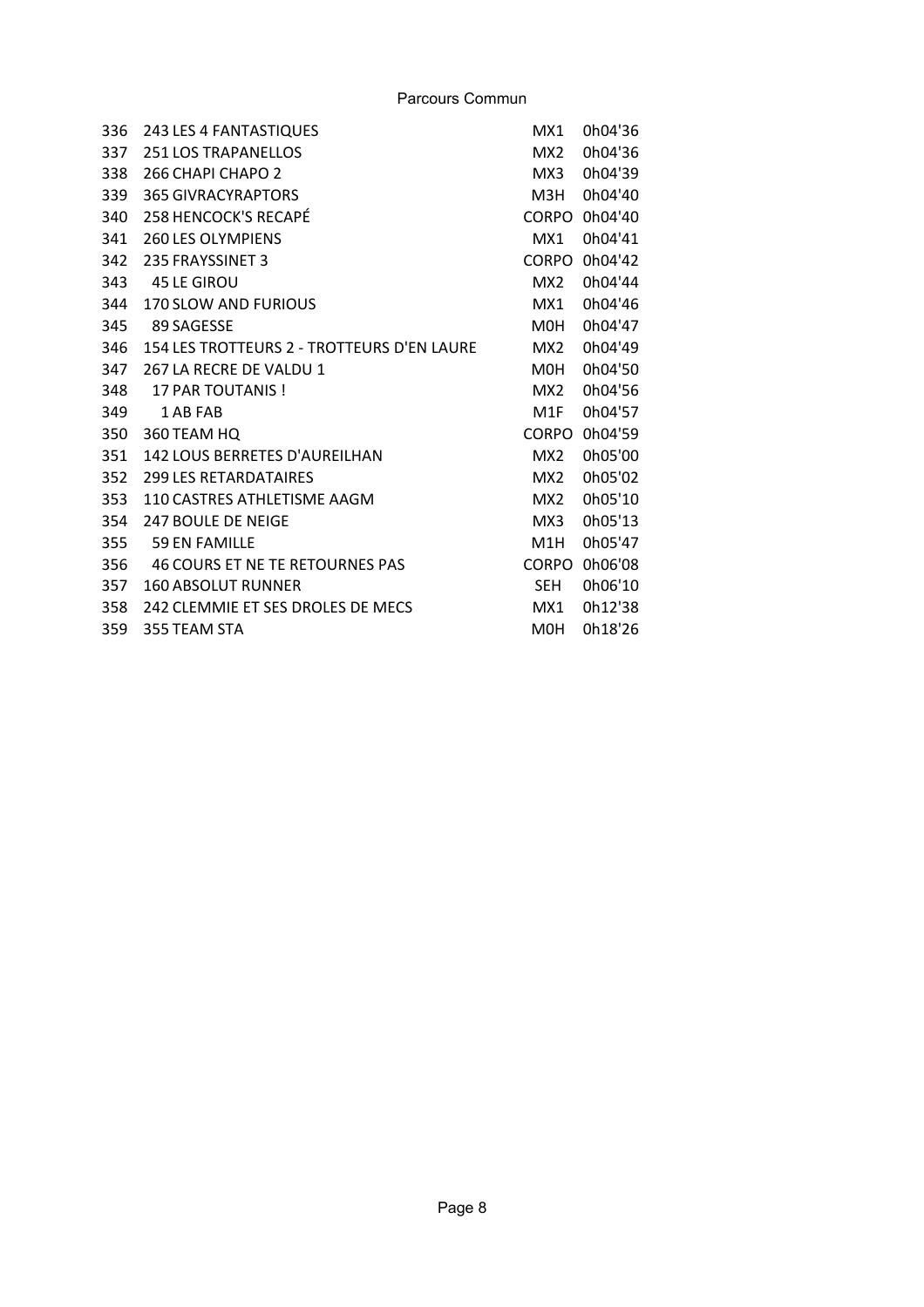Parcours Commun

| | | | | |
|---|---|---|---|---|
| 336 | 243 | LES 4 FANTASTIQUES | MX1 | 0h04'36 |
| 337 | 251 | LOS TRAPANELLOS | MX2 | 0h04'36 |
| 338 | 266 | CHAPI CHAPO 2 | MX3 | 0h04'39 |
| 339 | 365 | GIVRACYRAPTORS | M3H | 0h04'40 |
| 340 | 258 | HENCOCK'S RECAPÉ | CORPO | 0h04'40 |
| 341 | 260 | LES OLYMPIENS | MX1 | 0h04'41 |
| 342 | 235 | FRAYSSINET 3 | CORPO | 0h04'42 |
| 343 | 45 | LE GIROU | MX2 | 0h04'44 |
| 344 | 170 | SLOW AND FURIOUS | MX1 | 0h04'46 |
| 345 | 89 | SAGESSE | M0H | 0h04'47 |
| 346 | 154 | LES TROTTEURS 2 - TROTTEURS D'EN LAURE | MX2 | 0h04'49 |
| 347 | 267 | LA RECRE DE VALDU 1 | M0H | 0h04'50 |
| 348 | 17 | PAR TOUTANIS ! | MX2 | 0h04'56 |
| 349 | 1 | AB FAB | M1F | 0h04'57 |
| 350 | 360 | TEAM HQ | CORPO | 0h04'59 |
| 351 | 142 | LOUS BERRETES D'AUREILHAN | MX2 | 0h05'00 |
| 352 | 299 | LES RETARDATAIRES | MX2 | 0h05'02 |
| 353 | 110 | CASTRES ATHLETISME AAGM | MX2 | 0h05'10 |
| 354 | 247 | BOULE DE NEIGE | MX3 | 0h05'13 |
| 355 | 59 | EN FAMILLE | M1H | 0h05'47 |
| 356 | 46 | COURS ET NE TE RETOURNES PAS | CORPO | 0h06'08 |
| 357 | 160 | ABSOLUT RUNNER | SEH | 0h06'10 |
| 358 | 242 | CLEMMIE ET SES DROLES DE MECS | MX1 | 0h12'38 |
| 359 | 355 | TEAM STA | M0H | 0h18'26 |